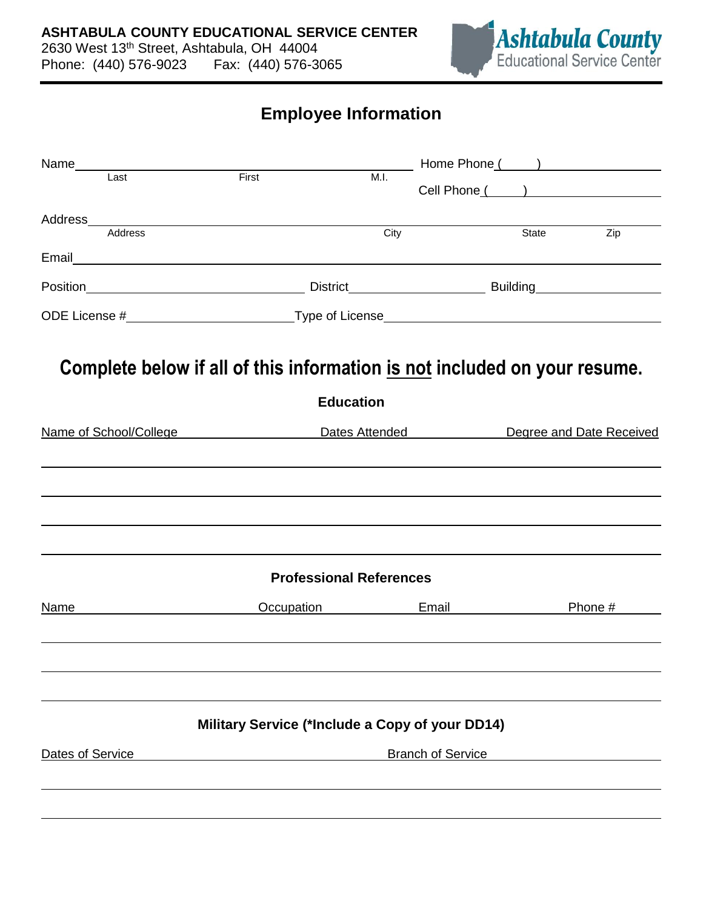**ASHTABULA COUNTY EDUCATIONAL SERVICE CENTER**
2630 West 13th Street, Ashtabula, OH 44004
Phone: (440) 576-9023 Fax: (440) 576-3065

Ashtabula County Educational Service Center

# Employee Information

Name\_\_\_\_\_\_\_\_\_\_\_\_\_\_\_\_\_\_\_\_\_\_\_\_\_\_\_\_\_\_\_\_\_\_\_\_\_\_\_\_ Home Phone (\_\_\_\_\_) \_\_\_\_\_\_\_\_\_\_\_\_\_\_\_\_
Last First M.I.
Cell Phone (\_\_\_\_\_) \_\_\_\_\_\_\_\_\_\_\_\_\_\_\_\_

Address\_\_\_\_\_\_\_\_\_\_\_\_\_\_\_\_\_\_\_\_\_\_\_\_\_\_\_\_\_\_\_\_\_\_\_\_\_\_\_\_\_\_\_\_\_\_\_\_\_\_\_\_\_\_\_\_\_\_\_\_\_\_\_\_
Address City State Zip

Email\_\_\_\_\_\_\_\_\_\_\_\_\_\_\_\_\_\_\_\_\_\_\_\_\_\_\_\_\_\_\_\_\_\_\_\_\_\_\_\_\_\_\_\_\_\_\_\_\_\_\_\_\_\_\_\_\_\_\_\_\_\_\_\_\_\_\_

Position\_\_\_\_\_\_\_\_\_\_\_\_\_\_\_\_\_\_\_\_\_\_\_\_ District\_\_\_\_\_\_\_\_\_\_\_\_\_\_\_\_ Building\_\_\_\_\_\_\_\_\_\_\_\_\_\_\_\_

ODE License #\_\_\_\_\_\_\_\_\_\_\_\_\_\_\_\_\_\_\_\_Type of License\_\_\_\_\_\_\_\_\_\_\_\_\_\_\_\_\_\_\_\_\_\_\_\_\_\_\_\_\_\_\_\_

## Complete below if all of this information is not included on your resume.

### Education

| Name of School/College | Dates Attended | Degree and Date Received |
|---|---|---|
| | | |
| | | |
| | | |
| | | |

### Professional References

| Name | Occupation | Email | Phone # |
|---|---|---|---|
| | | | |
| | | | |
| | | | |

### Military Service (*Include a Copy of your DD14)

| Dates of Service | Branch of Service |
|---|---|
| | |
| | |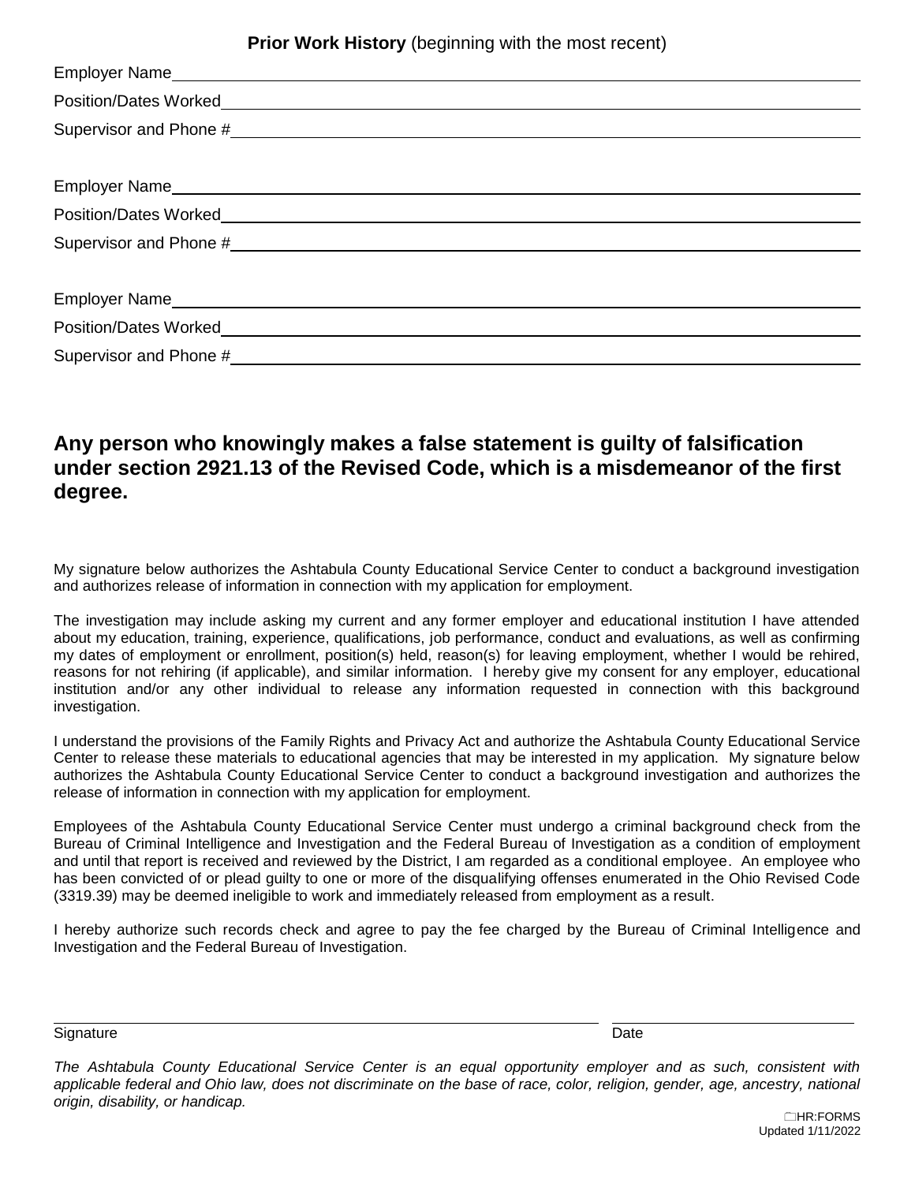**Prior Work History** (beginning with the most recent)

Employer Name\_\_\_\_\_\_\_\_\_\_\_\_\_\_\_\_\_\_\_\_\_\_\_\_\_\_\_\_\_\_\_\_\_\_\_\_\_\_\_\_

Position/Dates Worked\_\_\_\_\_\_\_\_\_\_\_\_\_\_\_\_\_\_\_\_\_\_\_\_\_\_\_\_\_\_\_\_\_\_\_\_\_\_\_\_

Supervisor and Phone #\_\_\_\_\_\_\_\_\_\_\_\_\_\_\_\_\_\_\_\_\_\_\_\_\_\_\_\_\_\_\_\_\_\_\_\_\_\_\_\_

Employer Name\_\_\_\_\_\_\_\_\_\_\_\_\_\_\_\_\_\_\_\_\_\_\_\_\_\_\_\_\_\_\_\_\_\_\_\_\_\_\_\_

Position/Dates Worked\_\_\_\_\_\_\_\_\_\_\_\_\_\_\_\_\_\_\_\_\_\_\_\_\_\_\_\_\_\_\_\_\_\_\_\_\_\_\_\_

Supervisor and Phone #\_\_\_\_\_\_\_\_\_\_\_\_\_\_\_\_\_\_\_\_\_\_\_\_\_\_\_\_\_\_\_\_\_\_\_\_\_\_\_\_

Employer Name\_\_\_\_\_\_\_\_\_\_\_\_\_\_\_\_\_\_\_\_\_\_\_\_\_\_\_\_\_\_\_\_\_\_\_\_\_\_\_\_

Position/Dates Worked\_\_\_\_\_\_\_\_\_\_\_\_\_\_\_\_\_\_\_\_\_\_\_\_\_\_\_\_\_\_\_\_\_\_\_\_\_\_\_\_

Supervisor and Phone #\_\_\_\_\_\_\_\_\_\_\_\_\_\_\_\_\_\_\_\_\_\_\_\_\_\_\_\_\_\_\_\_\_\_\_\_\_\_\_\_

## Any person who knowingly makes a false statement is guilty of falsification under section 2921.13 of the Revised Code, which is a misdemeanor of the first degree.

My signature below authorizes the Ashtabula County Educational Service Center to conduct a background investigation and authorizes release of information in connection with my application for employment.

The investigation may include asking my current and any former employer and educational institution I have attended about my education, training, experience, qualifications, job performance, conduct and evaluations, as well as confirming my dates of employment or enrollment, position(s) held, reason(s) for leaving employment, whether I would be rehired, reasons for not rehiring (if applicable), and similar information. I hereby give my consent for any employer, educational institution and/or any other individual to release any information requested in connection with this background investigation.

I understand the provisions of the Family Rights and Privacy Act and authorize the Ashtabula County Educational Service Center to release these materials to educational agencies that may be interested in my application. My signature below authorizes the Ashtabula County Educational Service Center to conduct a background investigation and authorizes the release of information in connection with my application for employment.

Employees of the Ashtabula County Educational Service Center must undergo a criminal background check from the Bureau of Criminal Intelligence and Investigation and the Federal Bureau of Investigation as a condition of employment and until that report is received and reviewed by the District, I am regarded as a conditional employee. An employee who has been convicted of or plead guilty to one or more of the disqualifying offenses enumerated in the Ohio Revised Code (3319.39) may be deemed ineligible to work and immediately released from employment as a result.

I hereby authorize such records check and agree to pay the fee charged by the Bureau of Criminal Intelligence and Investigation and the Federal Bureau of Investigation.

\_\_\_\_\_\_\_\_\_\_\_\_\_\_\_\_\_\_\_\_\_\_\_\_\_\_\_\_\_\_\_\_\_\_\_\_\_\_\_\_ \_\_\_\_\_\_\_\_\_\_\_\_\_\_\_\_\_\_\_\_

Signature Date

*The Ashtabula County Educational Service Center is an equal opportunity employer and as such, consistent with applicable federal and Ohio law, does not discriminate on the base of race, color, religion, gender, age, ancestry, national origin, disability, or handicap.*

HR:FORMS
Updated 1/11/2022